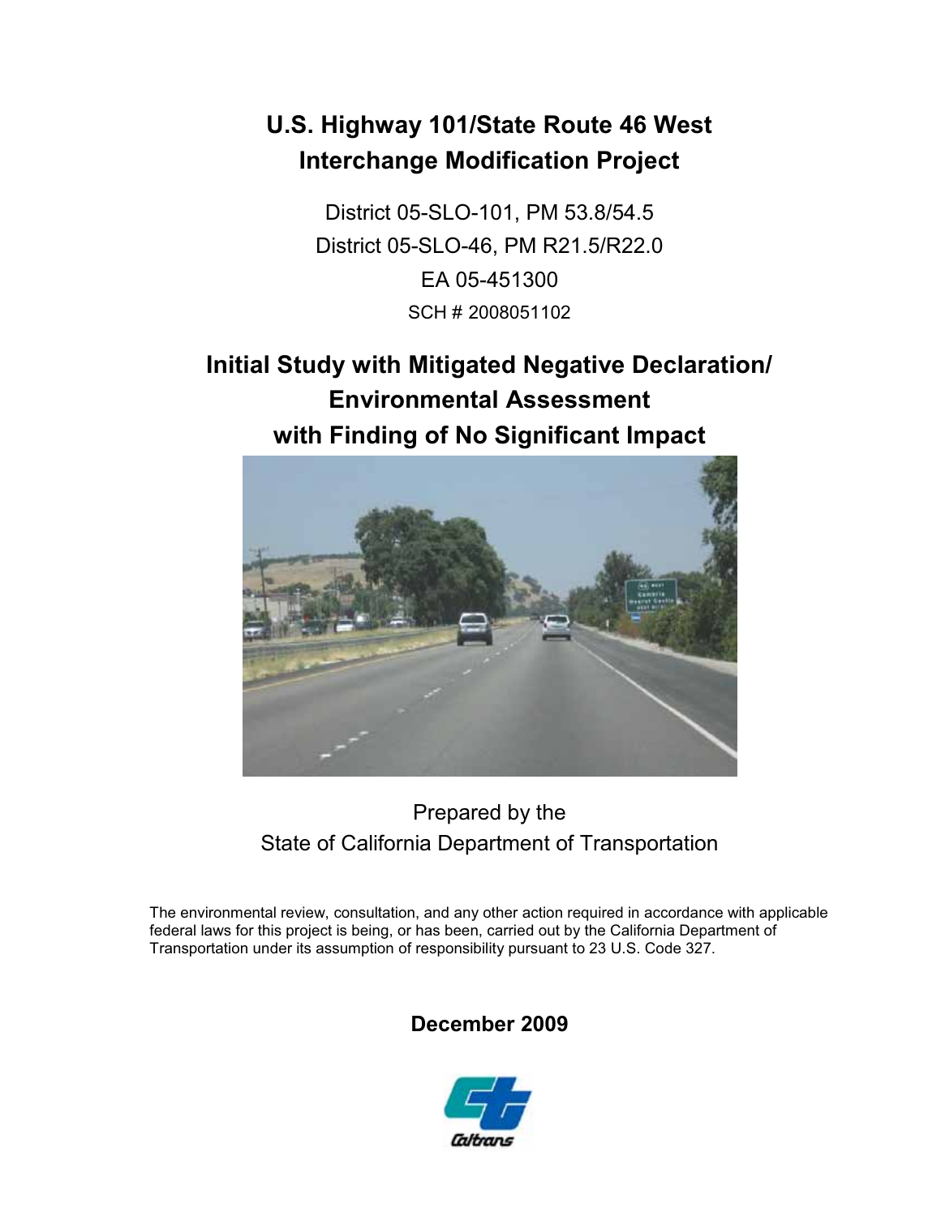# U.S. Highway 101/State Route 46 West Interchange Modification Project

District 05-SLO-101, PM 53.8/54.5

District 05-SLO-46, PM R21.5/R22.0

EA 05-451300

SCH # 2008051102

## Initial Study with Mitigated Negative Declaration/ Environmental Assessment with Finding of No Significant Impact

Prepared by the
State of California Department of Transportation

The environmental review, consultation, and any other action required in accordance with applicable federal laws for this project is being, or has been, carried out by the California Department of Transportation under its assumption of responsibility pursuant to 23 U.S. Code 327.

**December 2009**

Caltrans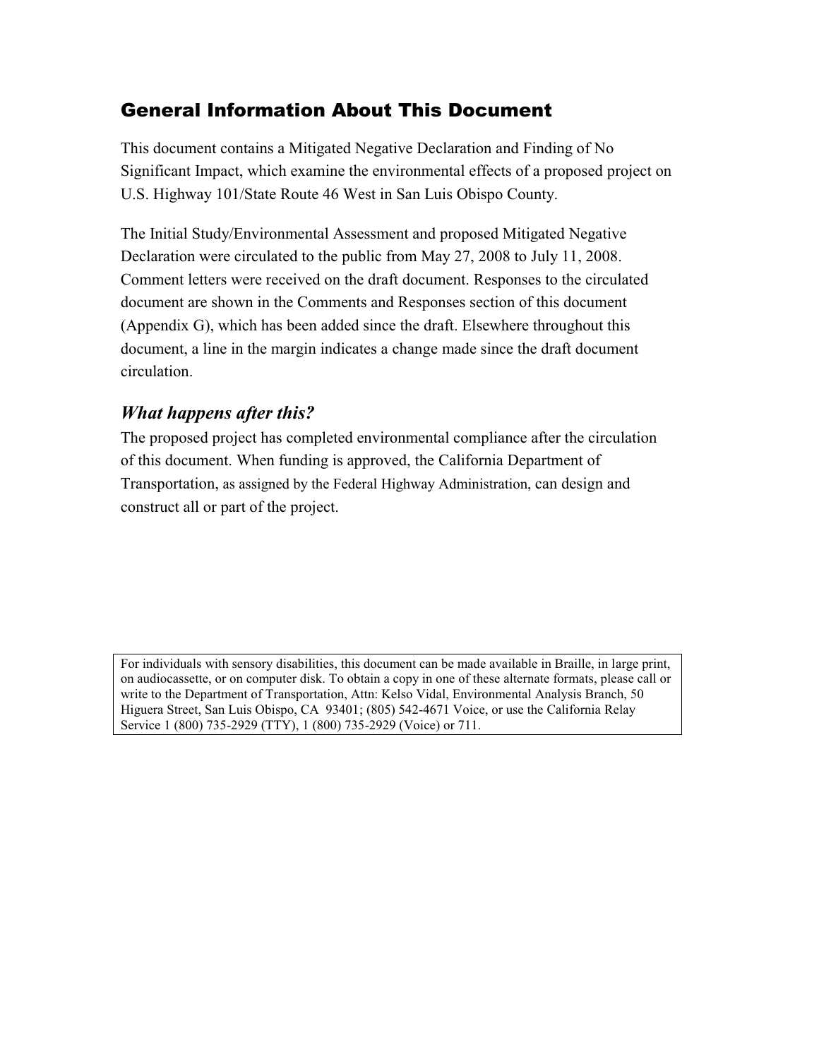## General Information About This Document

This document contains a Mitigated Negative Declaration and Finding of No Significant Impact, which examine the environmental effects of a proposed project on U.S. Highway 101/State Route 46 West in San Luis Obispo County.

The Initial Study/Environmental Assessment and proposed Mitigated Negative Declaration were circulated to the public from May 27, 2008 to July 11, 2008. Comment letters were received on the draft document. Responses to the circulated document are shown in the Comments and Responses section of this document (Appendix G), which has been added since the draft. Elsewhere throughout this document, a line in the margin indicates a change made since the draft document circulation.

### *What happens after this?*

The proposed project has completed environmental compliance after the circulation of this document. When funding is approved, the California Department of Transportation, as assigned by the Federal Highway Administration, can design and construct all or part of the project.

For individuals with sensory disabilities, this document can be made available in Braille, in large print, on audiocassette, or on computer disk. To obtain a copy in one of these alternate formats, please call or write to the Department of Transportation, Attn: Kelso Vidal, Environmental Analysis Branch, 50 Higuera Street, San Luis Obispo, CA 93401; (805) 542-4671 Voice, or use the California Relay Service 1 (800) 735-2929 (TTY), 1 (800) 735-2929 (Voice) or 711.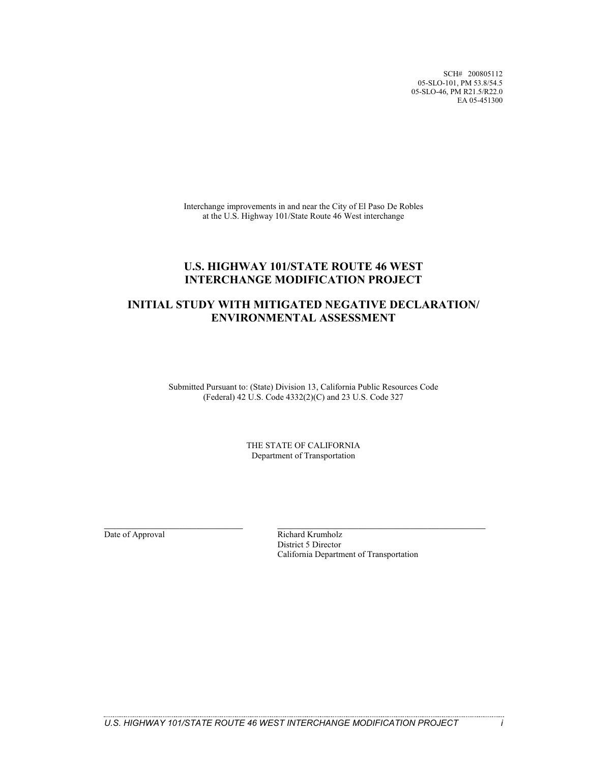SCH# 200805112
05-SLO-101, PM 53.8/54.5
05-SLO-46, PM R21.5/R22.0
EA 05-451300

Interchange improvements in and near the City of El Paso De Robles
at the U.S. Highway 101/State Route 46 West interchange

# U.S. HIGHWAY 101/STATE ROUTE 46 WEST INTERCHANGE MODIFICATION PROJECT

# INITIAL STUDY WITH MITIGATED NEGATIVE DECLARATION/ ENVIRONMENTAL ASSESSMENT

Submitted Pursuant to: (State) Division 13, California Public Resources Code
(Federal) 42 U.S. Code 4332(2)(C) and 23 U.S. Code 327

THE STATE OF CALIFORNIA
Department of Transportation

_______________________________
Date of Approval

_______________________________
Richard Krumholz
District 5 Director
California Department of Transportation